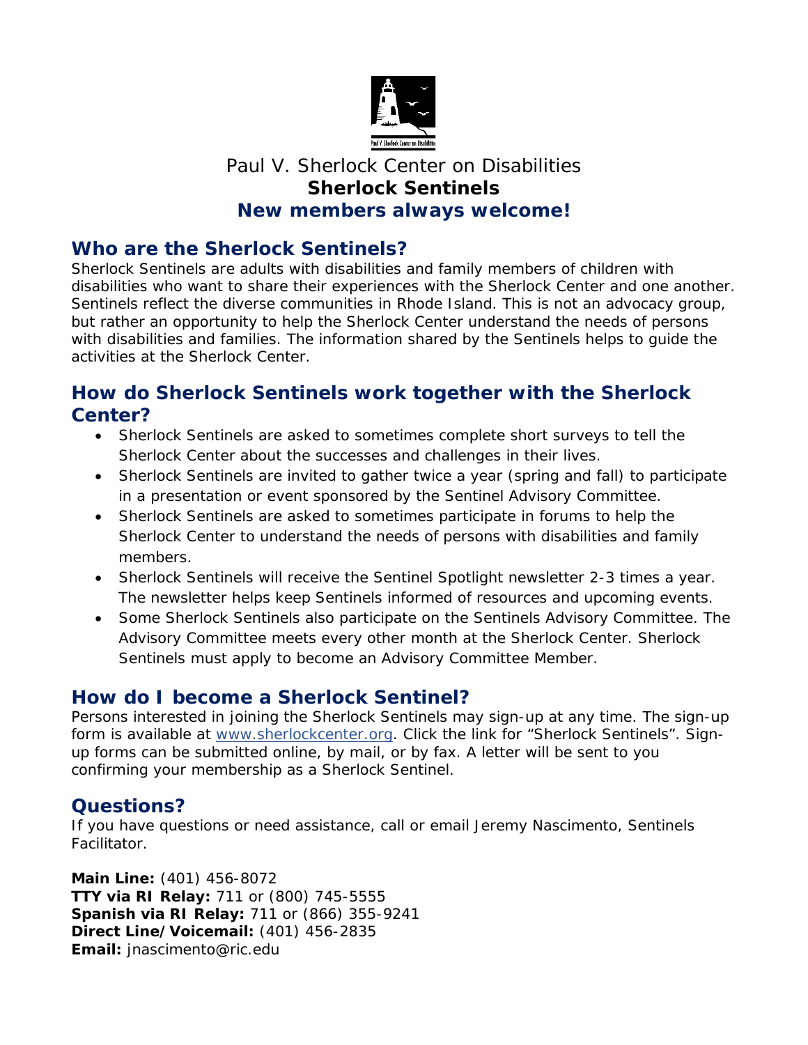Paul V. Sherlock Center on Disabilities

# Sherlock Sentinels

**New members always welcome!**

## Who are the Sherlock Sentinels?

Sherlock Sentinels are adults with disabilities and family members of children with disabilities who want to share their experiences with the Sherlock Center and one another. Sentinels reflect the diverse communities in Rhode Island. This is not an advocacy group, but rather an opportunity to help the Sherlock Center understand the needs of persons with disabilities and families. The information shared by the Sentinels helps to guide the activities at the Sherlock Center.

## How do Sherlock Sentinels work together with the Sherlock Center?

- Sherlock Sentinels are asked to sometimes complete short surveys to tell the Sherlock Center about the successes and challenges in their lives.
- Sherlock Sentinels are invited to gather twice a year (spring and fall) to participate in a presentation or event sponsored by the Sentinel Advisory Committee.
- Sherlock Sentinels are asked to sometimes participate in forums to help the Sherlock Center to understand the needs of persons with disabilities and family members.
- Sherlock Sentinels will receive the Sentinel Spotlight newsletter 2-3 times a year. The newsletter helps keep Sentinels informed of resources and upcoming events.
- Some Sherlock Sentinels also participate on the Sentinels Advisory Committee. The Advisory Committee meets every other month at the Sherlock Center. Sherlock Sentinels must apply to become an Advisory Committee Member.

## How do I become a Sherlock Sentinel?

Persons interested in joining the Sherlock Sentinels may sign-up at any time. The sign-up form is available at [www.sherlockcenter.org](http://www.sherlockcenter.org). Click the link for "Sherlock Sentinels". Sign-up forms can be submitted online, by mail, or by fax. A letter will be sent to you confirming your membership as a Sherlock Sentinel.

## Questions?

If you have questions or need assistance, call or email Jeremy Nascimento, Sentinels Facilitator.

**Main Line:** (401) 456-8072  
**TTY via RI Relay:** 711 or (800) 745-5555  
**Spanish via RI Relay:** 711 or (866) 355-9241  
**Direct Line/Voicemail:** (401) 456-2835  
**Email:** jnascimento@ric.edu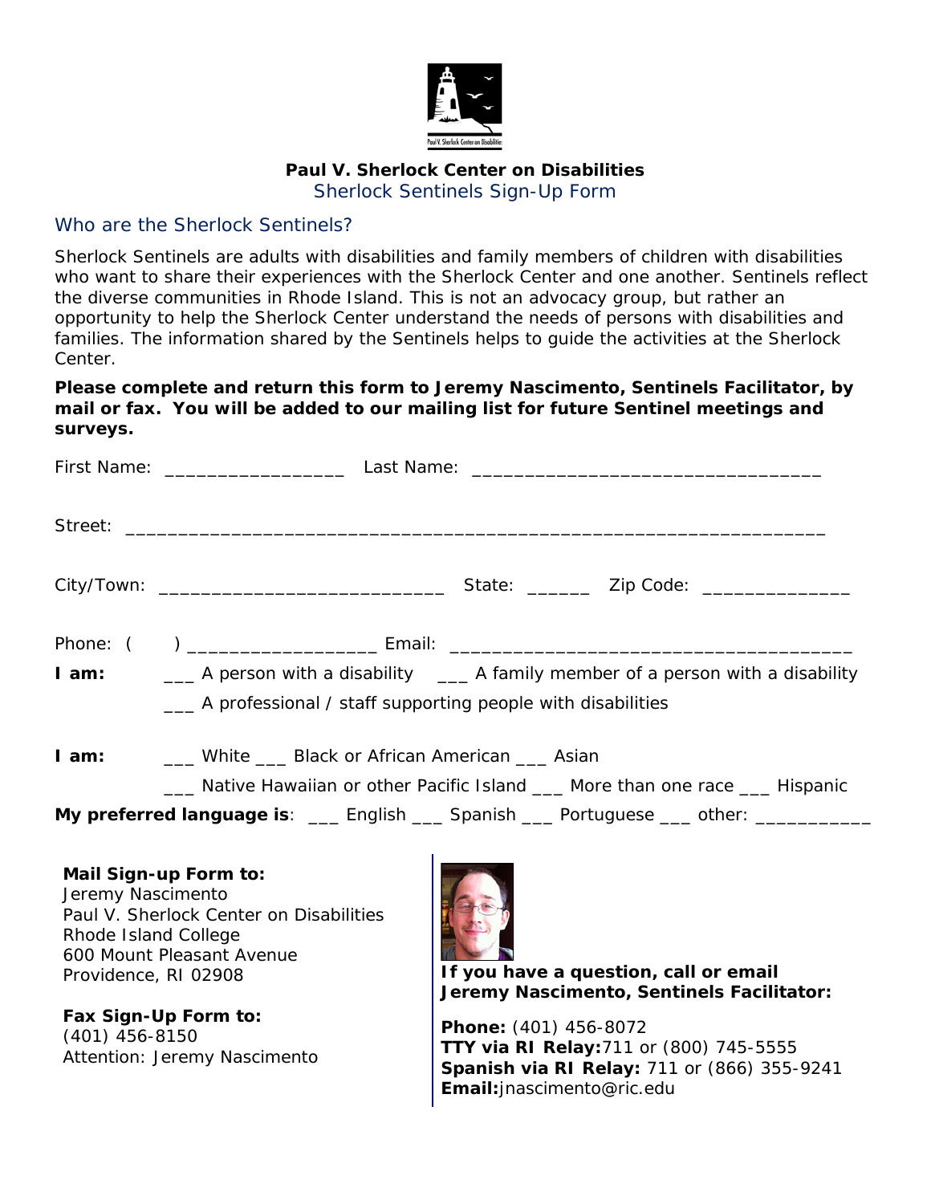**Paul V. Sherlock Center on Disabilities**

Sherlock Sentinels Sign-Up Form

## Who are the Sherlock Sentinels?

Sherlock Sentinels are adults with disabilities and family members of children with disabilities who want to share their experiences with the Sherlock Center and one another. Sentinels reflect the diverse communities in Rhode Island. This is not an advocacy group, but rather an opportunity to help the Sherlock Center understand the needs of persons with disabilities and families. The information shared by the Sentinels helps to guide the activities at the Sherlock Center.

**Please complete and return this form to Jeremy Nascimento, Sentinels Facilitator, by mail or fax. You will be added to our mailing list for future Sentinel meetings and surveys.**

First Name: _________________ Last Name: _________________________________

Street: ___________________________________________________________________

City/Town: ___________________________ State: ______ Zip Code: ______________

Phone: ( ) __________________ Email: _____________________________________

**I am:** ___ A person with a disability ___ A family member of a person with a disability

___ A professional / staff supporting people with disabilities

**I am:** ___ White ___ Black or African American ___ Asian

___ Native Hawaiian or other Pacific Island ___ More than one race ___ Hispanic

**My preferred language is**: ___ English ___ Spanish ___ Portuguese ___ other: ___________

**Mail Sign-up Form to:**
Jeremy Nascimento
Paul V. Sherlock Center on Disabilities
Rhode Island College
600 Mount Pleasant Avenue
Providence, RI 02908

**Fax Sign-Up Form to:**
(401) 456-8150
Attention: Jeremy Nascimento

**If you have a question, call or email Jeremy Nascimento, Sentinels Facilitator:**

**Phone:** (401) 456-8072
**TTY via RI Relay:** 711 or (800) 745-5555
**Spanish via RI Relay:** 711 or (866) 355-9241
**Email:** jnascimento@ric.edu